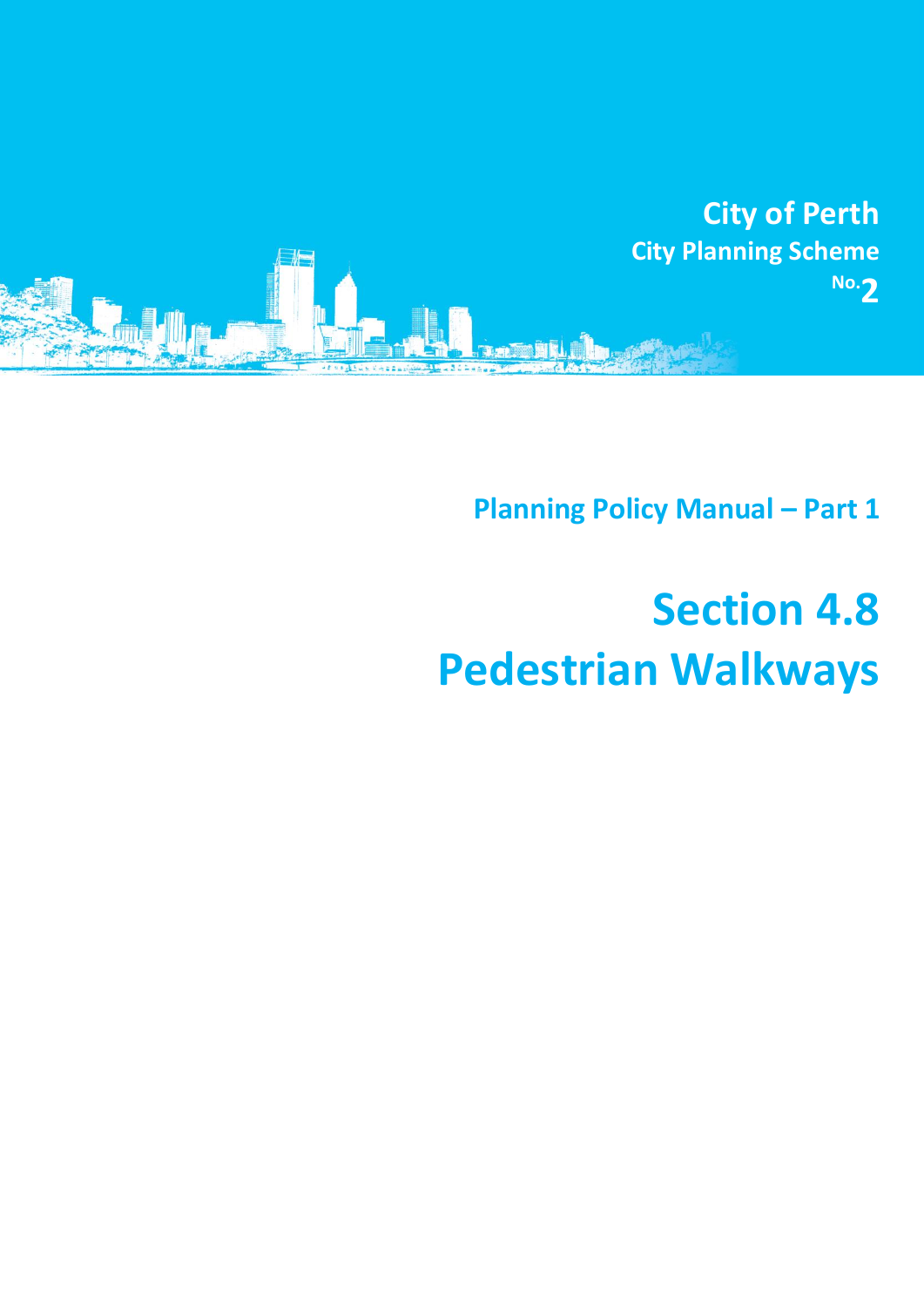City of Perth

City Planning Scheme No.2

Planning Policy Manual – Part 1

# Section 4.8
# Pedestrian Walkways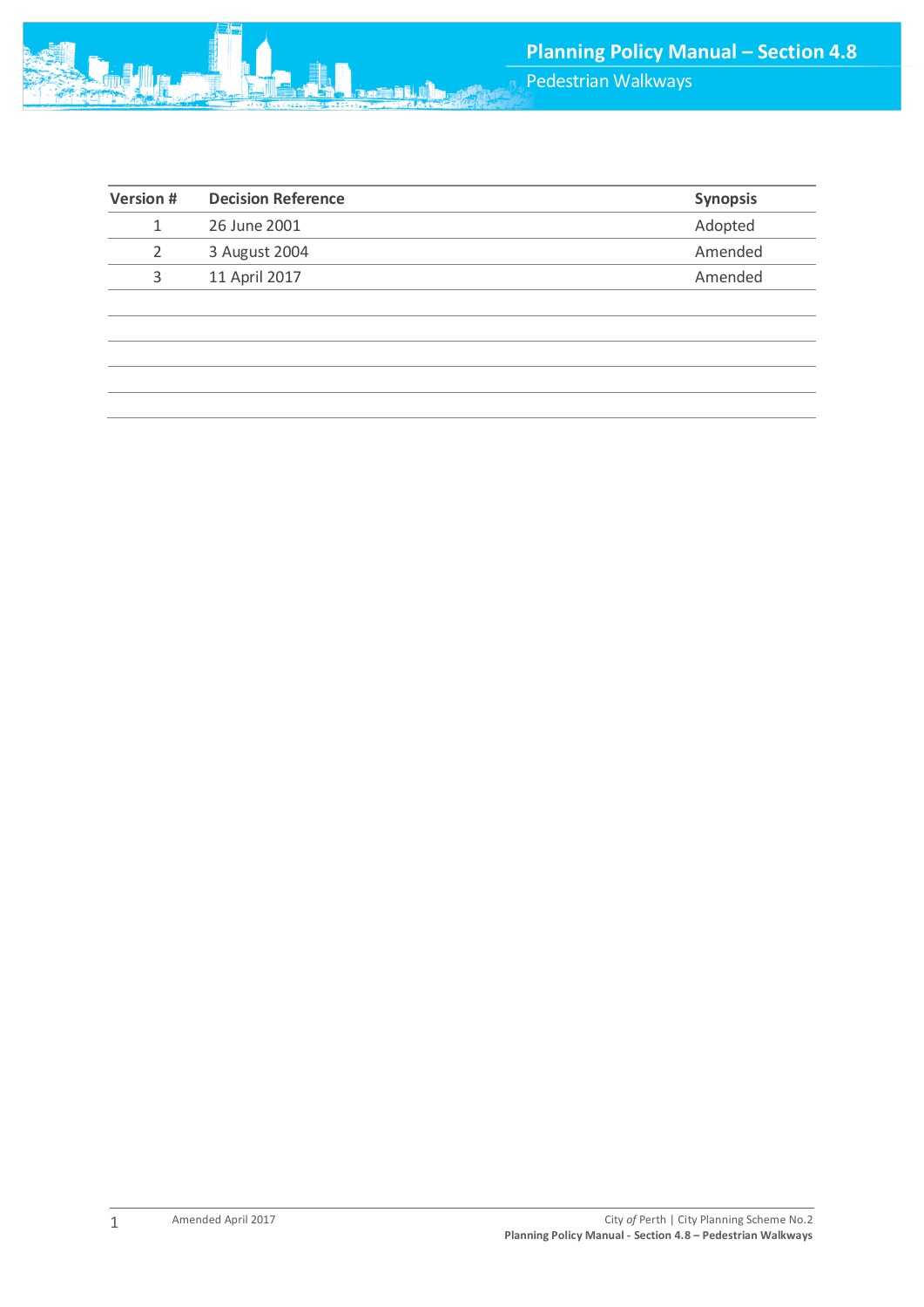| Version # | Decision Reference | Synopsis |
|---|---|---|
| 1 | 26 June 2001 | Adopted |
| 2 | 3 August 2004 | Amended |
| 3 | 11 April 2017 | Amended |
| | | |
| | | |
| | | |
| | | |
| | | |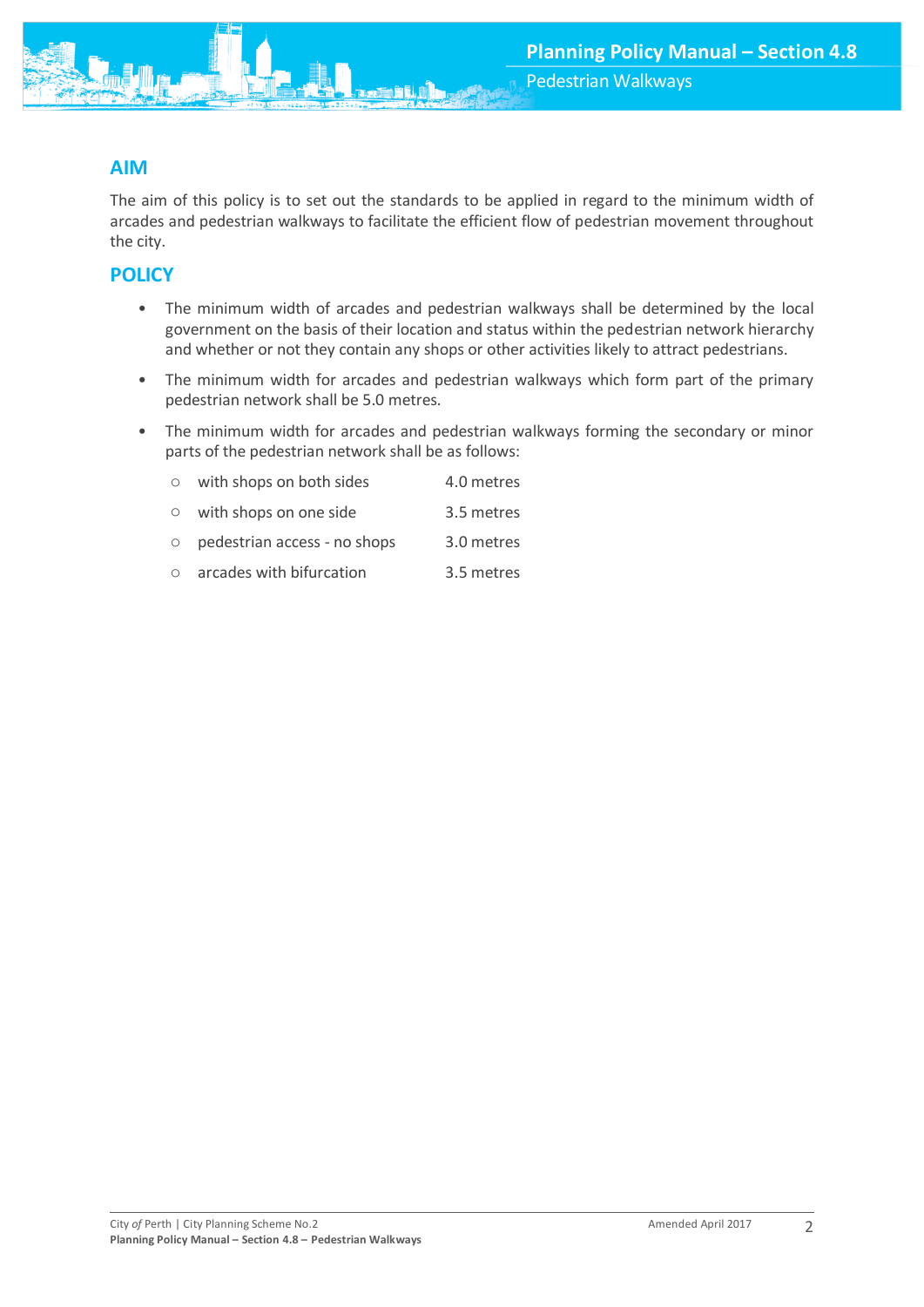## AIM

The aim of this policy is to set out the standards to be applied in regard to the minimum width of arcades and pedestrian walkways to facilitate the efficient flow of pedestrian movement throughout the city.

## POLICY

- The minimum width of arcades and pedestrian walkways shall be determined by the local government on the basis of their location and status within the pedestrian network hierarchy and whether or not they contain any shops or other activities likely to attract pedestrians.
- The minimum width for arcades and pedestrian walkways which form part of the primary pedestrian network shall be 5.0 metres.
- The minimum width for arcades and pedestrian walkways forming the secondary or minor parts of the pedestrian network shall be as follows:
  - with shops on both sides — 4.0 metres
  - with shops on one side — 3.5 metres
  - pedestrian access - no shops — 3.0 metres
  - arcades with bifurcation — 3.5 metres